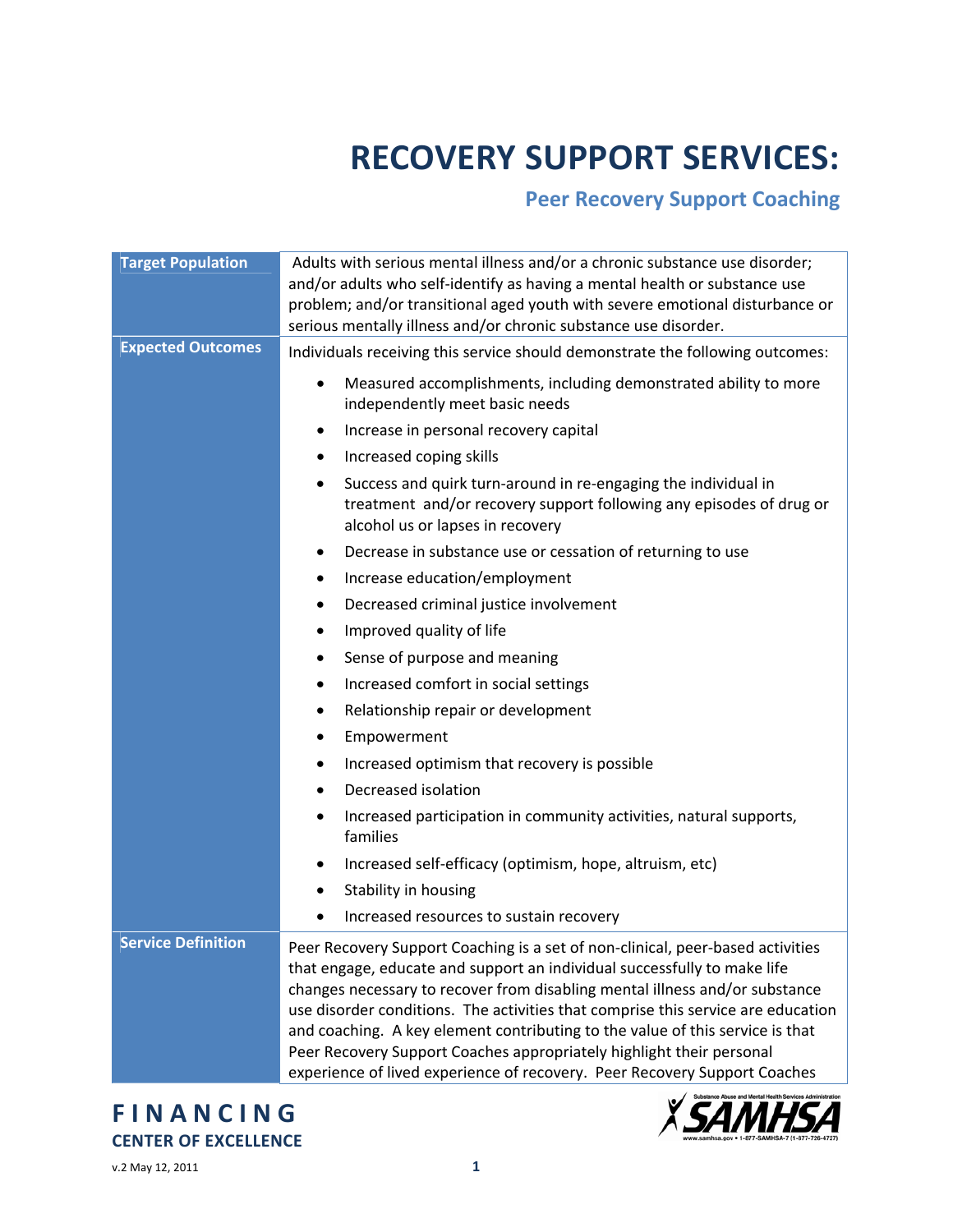# RECOVERY SUPPORT SERVICES:

## Peer Recovery Support Coaching

| | |
|---|---|
| **Target Population** | Adults with serious mental illness and/or a chronic substance use disorder; and/or adults who self-identify as having a mental health or substance use problem; and/or transitional aged youth with severe emotional disturbance or serious mentally illness and/or chronic substance use disorder. |
| **Expected Outcomes** | Individuals receiving this service should demonstrate the following outcomes:<br>• Measured accomplishments, including demonstrated ability to more independently meet basic needs<br>• Increase in personal recovery capital<br>• Increased coping skills<br>• Success and quirk turn-around in re-engaging the individual in treatment and/or recovery support following any episodes of drug or alcohol us or lapses in recovery<br>• Decrease in substance use or cessation of returning to use<br>• Increase education/employment<br>• Decreased criminal justice involvement<br>• Improved quality of life<br>• Sense of purpose and meaning<br>• Increased comfort in social settings<br>• Relationship repair or development<br>• Empowerment<br>• Increased optimism that recovery is possible<br>• Decreased isolation<br>• Increased participation in community activities, natural supports, families<br>• Increased self-efficacy (optimism, hope, altruism, etc)<br>• Stability in housing<br>• Increased resources to sustain recovery |
| **Service Definition** | Peer Recovery Support Coaching is a set of non-clinical, peer-based activities that engage, educate and support an individual successfully to make life changes necessary to recover from disabling mental illness and/or substance use disorder conditions. The activities that comprise this service are education and coaching. A key element contributing to the value of this service is that Peer Recovery Support Coaches appropriately highlight their personal experience of lived experience of recovery. Peer Recovery Support Coaches |

**FINANCING**
**CENTER OF EXCELLENCE**

v.2 May 12, 2011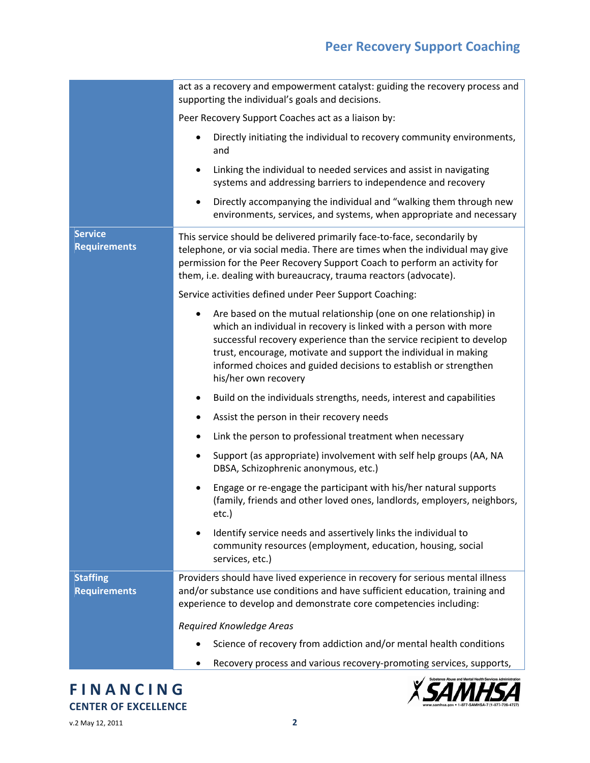| | |
|---|---|
| | act as a recovery and empowerment catalyst: guiding the recovery process and supporting the individual's goals and decisions.<br><br>Peer Recovery Support Coaches act as a liaison by:<br><br>• Directly initiating the individual to recovery community environments, and<br>• Linking the individual to needed services and assist in navigating systems and addressing barriers to independence and recovery<br>• Directly accompanying the individual and "walking them through new environments, services, and systems, when appropriate and necessary |
| **Service Requirements** | This service should be delivered primarily face-to-face, secondarily by telephone, or via social media. There are times when the individual may give permission for the Peer Recovery Support Coach to perform an activity for them, i.e. dealing with bureaucracy, trauma reactors (advocate).<br><br>Service activities defined under Peer Support Coaching:<br><br>• Are based on the mutual relationship (one on one relationship) in which an individual in recovery is linked with a person with more successful recovery experience than the service recipient to develop trust, encourage, motivate and support the individual in making informed choices and guided decisions to establish or strengthen his/her own recovery<br>• Build on the individuals strengths, needs, interest and capabilities<br>• Assist the person in their recovery needs<br>• Link the person to professional treatment when necessary<br>• Support (as appropriate) involvement with self help groups (AA, NA DBSA, Schizophrenic anonymous, etc.)<br>• Engage or re-engage the participant with his/her natural supports (family, friends and other loved ones, landlords, employers, neighbors, etc.)<br>• Identify service needs and assertively links the individual to community resources (employment, education, housing, social services, etc.) |
| **Staffing Requirements** | Providers should have lived experience in recovery for serious mental illness and/or substance use conditions and have sufficient education, training and experience to develop and demonstrate core competencies including:<br><br>*Required Knowledge Areas*<br><br>• Science of recovery from addiction and/or mental health conditions<br>• Recovery process and various recovery-promoting services, supports, |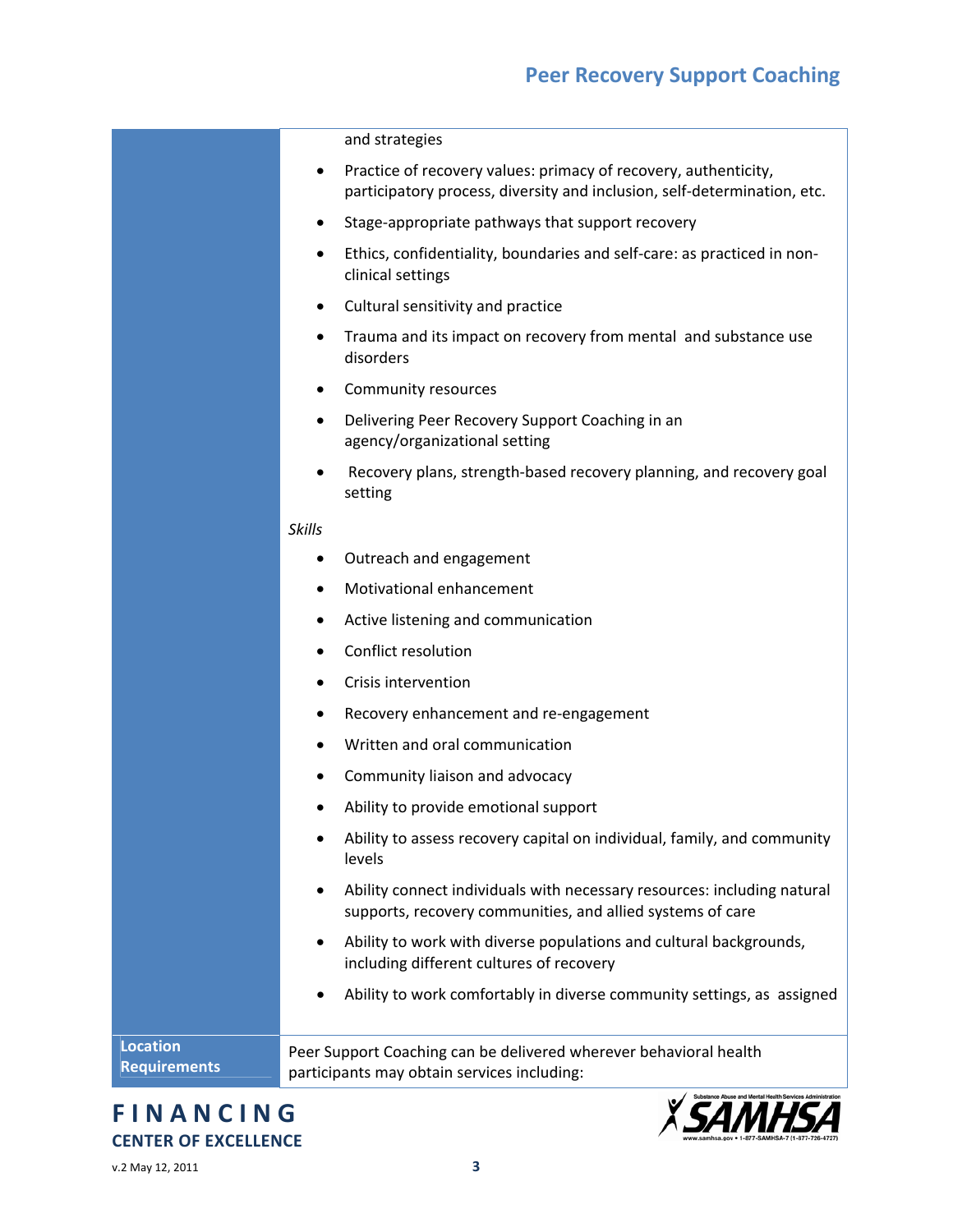| | |
|---|---|
| | and strategies<br>• Practice of recovery values: primacy of recovery, authenticity, participatory process, diversity and inclusion, self-determination, etc.<br>• Stage-appropriate pathways that support recovery<br>• Ethics, confidentiality, boundaries and self-care: as practiced in non-clinical settings<br>• Cultural sensitivity and practice<br>• Trauma and its impact on recovery from mental and substance use disorders<br>• Community resources<br>• Delivering Peer Recovery Support Coaching in an agency/organizational setting<br>• Recovery plans, strength-based recovery planning, and recovery goal setting<br>*Skills*<br>• Outreach and engagement<br>• Motivational enhancement<br>• Active listening and communication<br>• Conflict resolution<br>• Crisis intervention<br>• Recovery enhancement and re-engagement<br>• Written and oral communication<br>• Community liaison and advocacy<br>• Ability to provide emotional support<br>• Ability to assess recovery capital on individual, family, and community levels<br>• Ability connect individuals with necessary resources: including natural supports, recovery communities, and allied systems of care<br>• Ability to work with diverse populations and cultural backgrounds, including different cultures of recovery<br>• Ability to work comfortably in diverse community settings, as assigned |
| **Location Requirements** | Peer Support Coaching can be delivered wherever behavioral health participants may obtain services including: |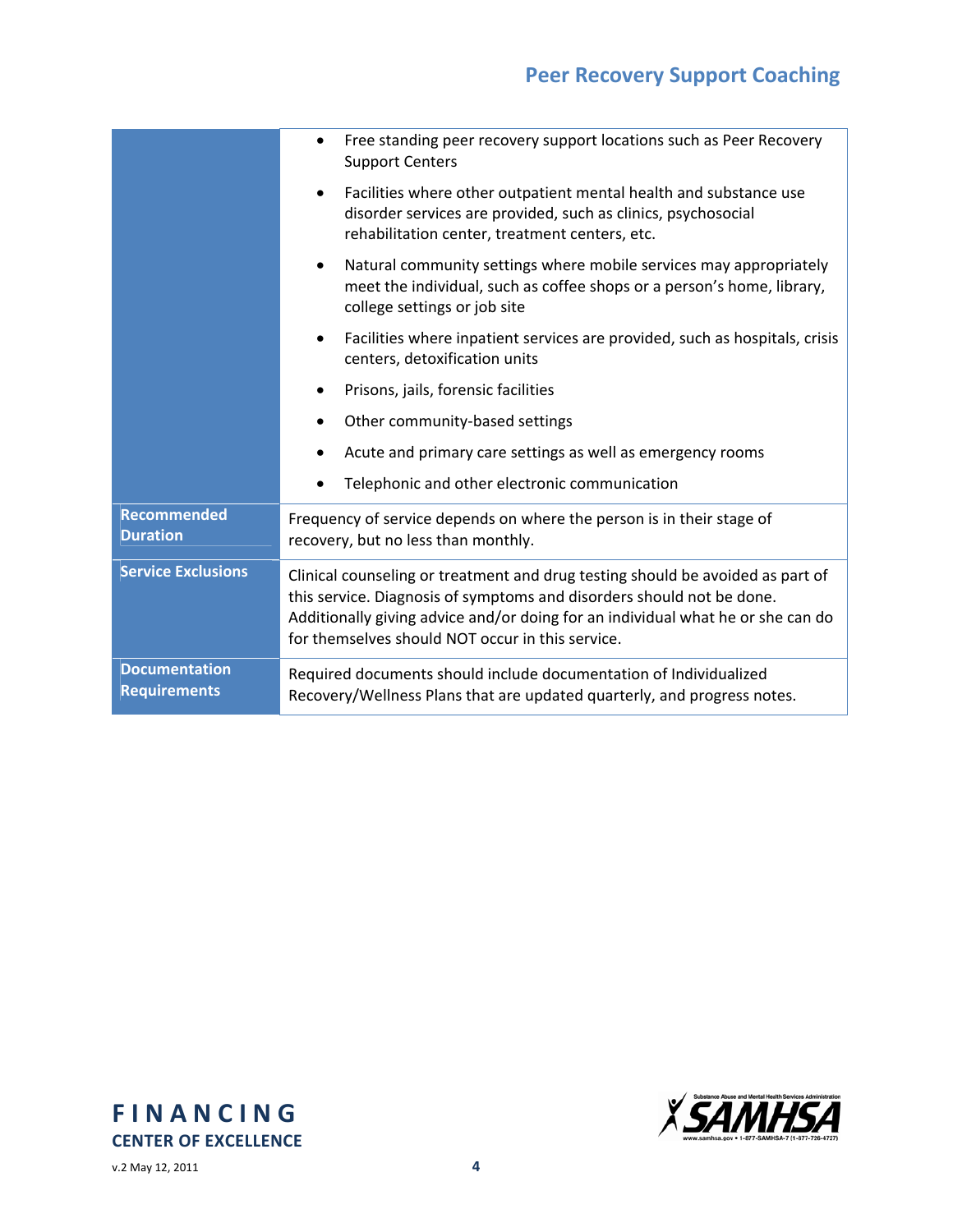| | |
|---|---|
| | • Free standing peer recovery support locations such as Peer Recovery Support Centers<br>• Facilities where other outpatient mental health and substance use disorder services are provided, such as clinics, psychosocial rehabilitation center, treatment centers, etc.<br>• Natural community settings where mobile services may appropriately meet the individual, such as coffee shops or a person's home, library, college settings or job site<br>• Facilities where inpatient services are provided, such as hospitals, crisis centers, detoxification units<br>• Prisons, jails, forensic facilities<br>• Other community-based settings<br>• Acute and primary care settings as well as emergency rooms<br>• Telephonic and other electronic communication |
| **Recommended Duration** | Frequency of service depends on where the person is in their stage of recovery, but no less than monthly. |
| **Service Exclusions** | Clinical counseling or treatment and drug testing should be avoided as part of this service. Diagnosis of symptoms and disorders should not be done. Additionally giving advice and/or doing for an individual what he or she can do for themselves should NOT occur in this service. |
| **Documentation Requirements** | Required documents should include documentation of Individualized Recovery/Wellness Plans that are updated quarterly, and progress notes. |